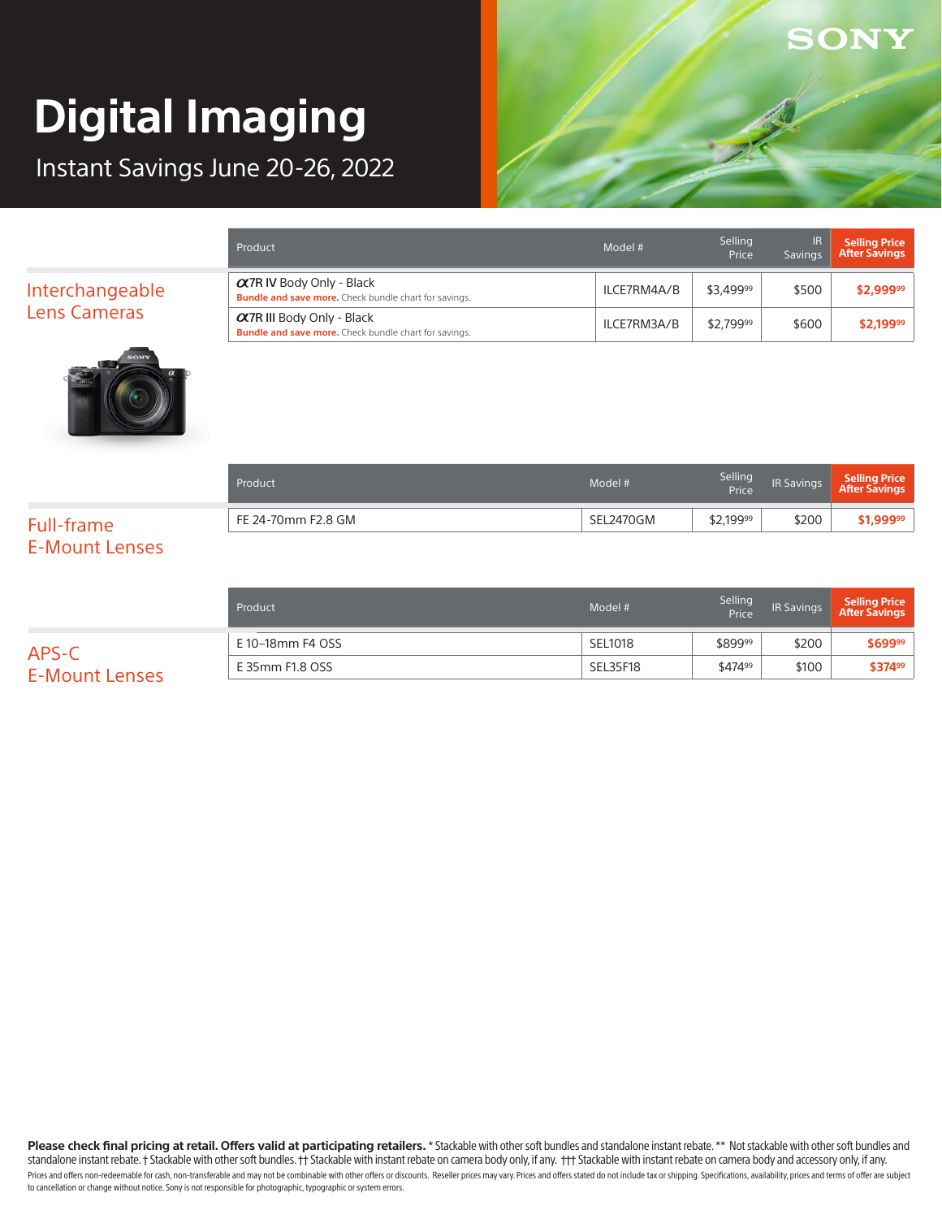# Digital Imaging

Instant Savings June 20-26, 2022

SONY

## Interchangeable Lens Cameras

| Product | Model # | Selling Price | IR Savings | Selling Price After Savings |
|---|---|---|---|---|
| α7R IV Body Only - Black<br>**Bundle and save more.** Check bundle chart for savings. | ILCE7RM4A/B | $3,499.99 | $500 | **$2,999.99** |
| α7R III Body Only - Black<br>**Bundle and save more.** Check bundle chart for savings. | ILCE7RM3A/B | $2,799.99 | $600 | **$2,199.99** |

## Full-frame E-Mount Lenses

| Product | Model # | Selling Price | IR Savings | Selling Price After Savings |
|---|---|---|---|---|
| FE 24-70mm F2.8 GM | SEL2470GM | $2,199.99 | $200 | **$1,999.99** |

## APS-C E-Mount Lenses

| Product | Model # | Selling Price | IR Savings | Selling Price After Savings |
|---|---|---|---|---|
| E 10–18mm F4 OSS | SEL1018 | $899.99 | $200 | **$699.99** |
| E 35mm F1.8 OSS | SEL35F18 | $474.99 | $100 | **$374.99** |

**Please check final pricing at retail. Offers valid at participating retailers.** * Stackable with other soft bundles and standalone instant rebate. ** Not stackable with other soft bundles and standalone instant rebate. † Stackable with other soft bundles. †† Stackable with instant rebate on camera body only, if any. ††† Stackable with instant rebate on camera body and accessory only, if any.

Prices and offers non-redeemable for cash, non-transferable and may not be combinable with other offers or discounts. Reseller prices may vary. Prices and offers stated do not include tax or shipping. Specifications, availability, prices and terms of offer are subject to cancellation or change without notice. Sony is not responsible for photographic, typographic or system errors.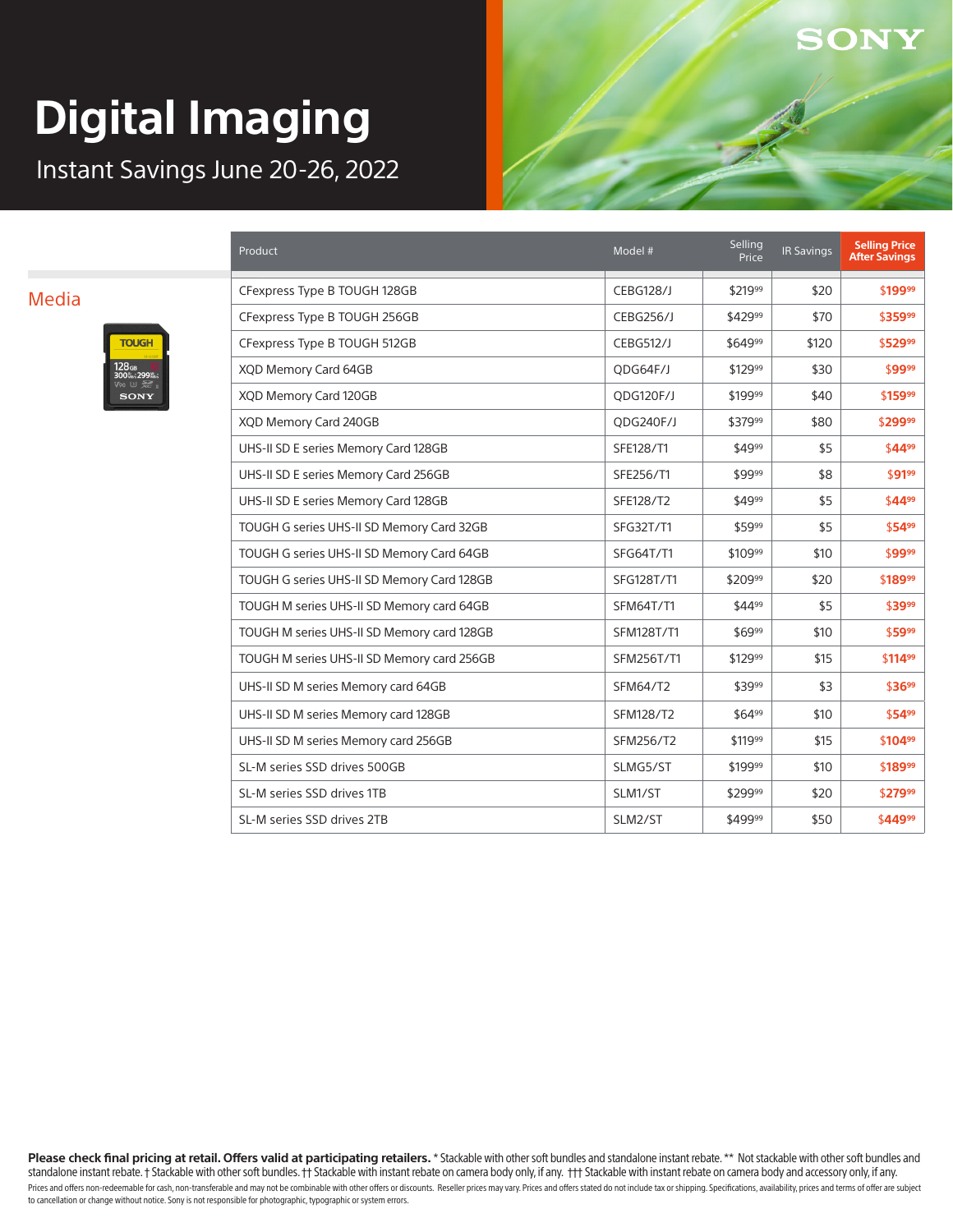# Digital Imaging

Instant Savings June 20-26, 2022

## Media

| Product | Model # | Selling Price | IR Savings | Selling Price After Savings |
|---|---|---|---|---|
| CFexpress Type B TOUGH 128GB | CEBG128/J | $219.99 | $20 | $199.99 |
| CFexpress Type B TOUGH 256GB | CEBG256/J | $429.99 | $70 | $359.99 |
| CFexpress Type B TOUGH 512GB | CEBG512/J | $649.99 | $120 | $529.99 |
| XQD Memory Card 64GB | QDG64F/J | $129.99 | $30 | $99.99 |
| XQD Memory Card 120GB | QDG120F/J | $199.99 | $40 | $159.99 |
| XQD Memory Card 240GB | QDG240F/J | $379.99 | $80 | $299.99 |
| UHS-II SD E series Memory Card 128GB | SFE128/T1 | $49.99 | $5 | $44.99 |
| UHS-II SD E series Memory Card 256GB | SFE256/T1 | $99.99 | $8 | $91.99 |
| UHS-II SD E series Memory Card 128GB | SFE128/T2 | $49.99 | $5 | $44.99 |
| TOUGH G series UHS-II SD Memory Card 32GB | SFG32T/T1 | $59.99 | $5 | $54.99 |
| TOUGH G series UHS-II SD Memory Card 64GB | SFG64T/T1 | $109.99 | $10 | $99.99 |
| TOUGH G series UHS-II SD Memory Card 128GB | SFG128T/T1 | $209.99 | $20 | $189.99 |
| TOUGH M series UHS-II SD Memory card 64GB | SFM64T/T1 | $44.99 | $5 | $39.99 |
| TOUGH M series UHS-II SD Memory card 128GB | SFM128T/T1 | $69.99 | $10 | $59.99 |
| TOUGH M series UHS-II SD Memory card 256GB | SFM256T/T1 | $129.99 | $15 | $114.99 |
| UHS-II SD M series Memory card 64GB | SFM64/T2 | $39.99 | $3 | $36.99 |
| UHS-II SD M series Memory card 128GB | SFM128/T2 | $64.99 | $10 | $54.99 |
| UHS-II SD M series Memory card 256GB | SFM256/T2 | $119.99 | $15 | $104.99 |
| SL-M series SSD drives 500GB | SLMG5/ST | $199.99 | $10 | $189.99 |
| SL-M series SSD drives 1TB | SLM1/ST | $299.99 | $20 | $279.99 |
| SL-M series SSD drives 2TB | SLM2/ST | $499.99 | $50 | $449.99 |

**Please check final pricing at retail. Offers valid at participating retailers.** * Stackable with other soft bundles and standalone instant rebate. ** Not stackable with other soft bundles and standalone instant rebate. † Stackable with other soft bundles. †† Stackable with instant rebate on camera body only, if any. ††† Stackable with instant rebate on camera body and accessory only, if any.

Prices and offers non-redeemable for cash, non-transferable and may not be combinable with other offers or discounts. Reseller prices may vary. Prices and offers stated do not include tax or shipping. Specifications, availability, prices and terms of offer are subject to cancellation or change without notice. Sony is not responsible for photographic, typographic or system errors.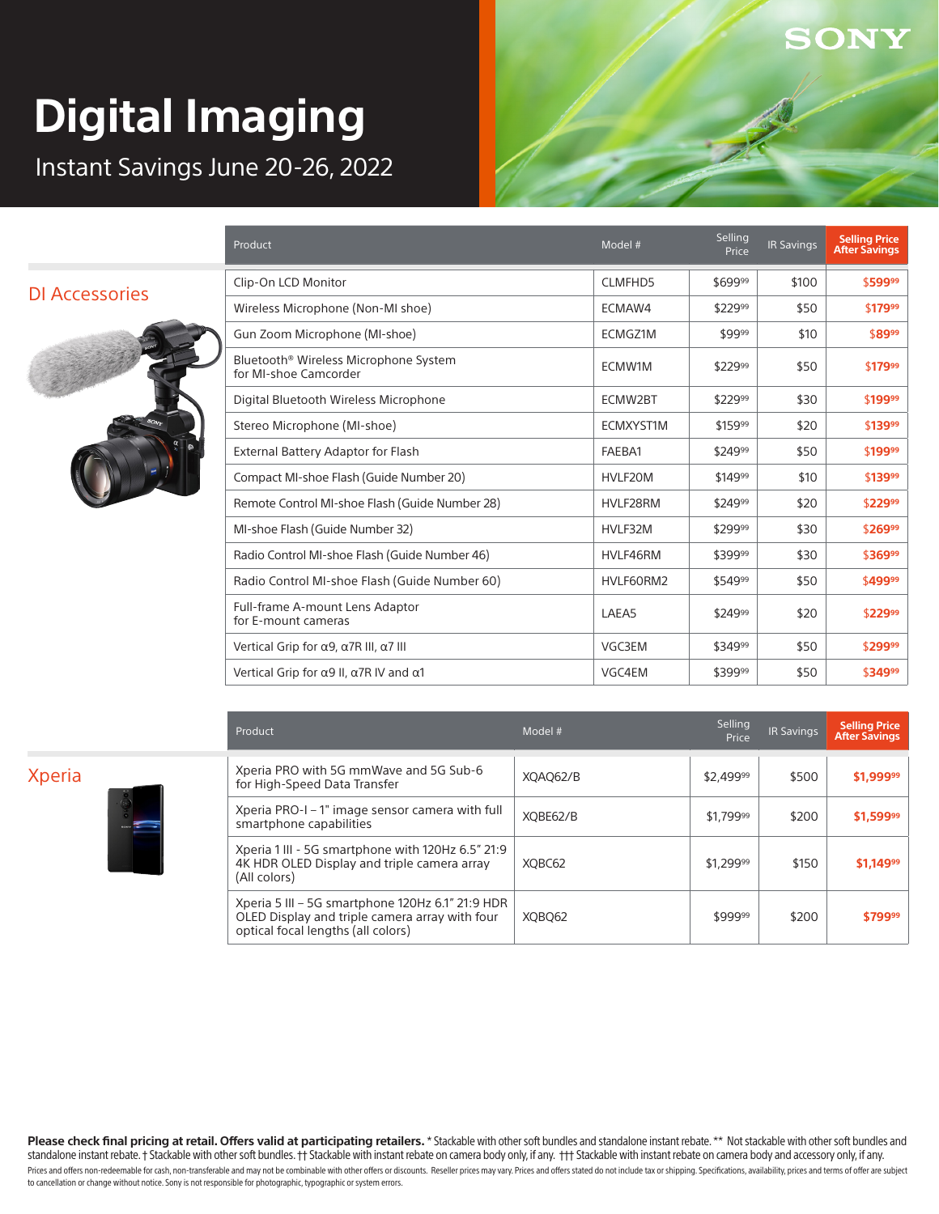SONY

# Digital Imaging

Instant Savings June 20-26, 2022

## DI Accessories

| Product | Model # | Selling Price | IR Savings | Selling Price After Savings |
|---|---|---|---|---|
| Clip-On LCD Monitor | CLMFHD5 | $699.99 | $100 | $599.99 |
| Wireless Microphone (Non-MI shoe) | ECMAW4 | $229.99 | $50 | $179.99 |
| Gun Zoom Microphone (MI-shoe) | ECMGZ1M | $99.99 | $10 | $89.99 |
| Bluetooth® Wireless Microphone System for MI-shoe Camcorder | ECMW1M | $229.99 | $50 | $179.99 |
| Digital Bluetooth Wireless Microphone | ECMW2BT | $229.99 | $30 | $199.99 |
| Stereo Microphone (MI-shoe) | ECMXYST1M | $159.99 | $20 | $139.99 |
| External Battery Adaptor for Flash | FAEBA1 | $249.99 | $50 | $199.99 |
| Compact MI-shoe Flash (Guide Number 20) | HVLF20M | $149.99 | $10 | $139.99 |
| Remote Control MI-shoe Flash (Guide Number 28) | HVLF28RM | $249.99 | $20 | $229.99 |
| MI-shoe Flash (Guide Number 32) | HVLF32M | $299.99 | $30 | $269.99 |
| Radio Control MI-shoe Flash (Guide Number 46) | HVLF46RM | $399.99 | $30 | $369.99 |
| Radio Control MI-shoe Flash (Guide Number 60) | HVLF60RM2 | $549.99 | $50 | $499.99 |
| Full-frame A-mount Lens Adaptor for E-mount cameras | LAEA5 | $249.99 | $20 | $229.99 |
| Vertical Grip for α9, α7R III, α7 III | VGC3EM | $349.99 | $50 | $299.99 |
| Vertical Grip for α9 II, α7R IV and α1 | VGC4EM | $399.99 | $50 | $349.99 |

## Xperia

| Product | Model # | Selling Price | IR Savings | Selling Price After Savings |
|---|---|---|---|---|
| Xperia PRO with 5G mmWave and 5G Sub-6 for High-Speed Data Transfer | XQAQ62/B | $2,499.99 | $500 | **$1,999.99** |
| Xperia PRO-I – 1" image sensor camera with full smartphone capabilities | XQBE62/B | $1,799.99 | $200 | **$1,599.99** |
| Xperia 1 III - 5G smartphone with 120Hz 6.5" 21:9 4K HDR OLED Display and triple camera array (All colors) | XQBC62 | $1,299.99 | $150 | **$1,149.99** |
| Xperia 5 III – 5G smartphone 120Hz 6.1" 21:9 HDR OLED Display and triple camera array with four optical focal lengths (all colors) | XQBQ62 | $999.99 | $200 | **$799.99** |

**Please check final pricing at retail. Offers valid at participating retailers.** * Stackable with other soft bundles and standalone instant rebate. ** Not stackable with other soft bundles and standalone instant rebate. † Stackable with other soft bundles. †† Stackable with instant rebate on camera body only, if any. ††† Stackable with instant rebate on camera body and accessory only, if any.

Prices and offers non-redeemable for cash, non-transferable and may not be combinable with other offers or discounts. Reseller prices may vary. Prices and offers stated do not include tax or shipping. Specifications, availability, prices and terms of offer are subject to cancellation or change without notice. Sony is not responsible for photographic, typographic or system errors.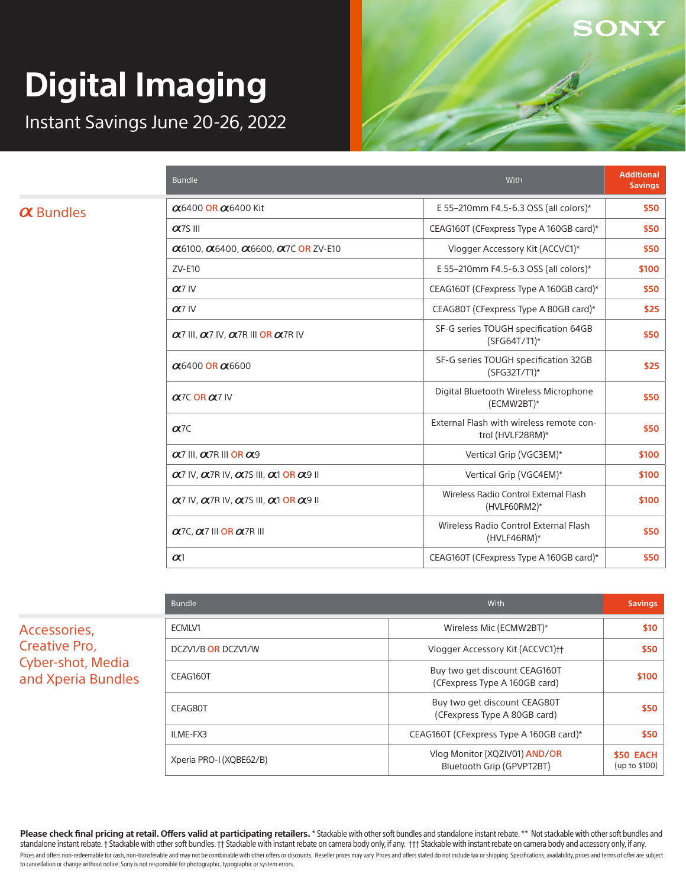# Digital Imaging

Instant Savings June 20-26, 2022

SONY

## α Bundles

| Bundle | With | Additional Savings |
| --- | --- | --- |
| α6400 OR α6400 Kit | E 55–210mm F4.5-6.3 OSS (all colors)* | $50 |
| α7S III | CEAG160T (CFexpress Type A 160GB card)* | $50 |
| α6100, α6400, α6600, α7C OR ZV-E10 | Vlogger Accessory Kit (ACCVC1)* | $50 |
| ZV-E10 | E 55–210mm F4.5-6.3 OSS (all colors)* | $100 |
| α7 IV | CEAG160T (CFexpress Type A 160GB card)* | $50 |
| α7 IV | CEAG80T (CFexpress Type A 80GB card)* | $25 |
| α7 III, α7 IV, α7R III OR α7R IV | SF-G series TOUGH specification 64GB (SFG64T/T1)* | $50 |
| α6400 OR α6600 | SF-G series TOUGH specification 32GB (SFG32T/T1)* | $25 |
| α7C OR α7 IV | Digital Bluetooth Wireless Microphone (ECMW2BT)* | $50 |
| α7C | External Flash with wireless remote control (HVLF28RM)* | $50 |
| α7 III, α7R III OR α9 | Vertical Grip (VGC3EM)* | $100 |
| α7 IV, α7R IV, α7S III, α1 OR α9 II | Vertical Grip (VGC4EM)* | $100 |
| α7 IV, α7R IV, α7S III, α1 OR α9 II | Wireless Radio Control External Flash (HVLF60RM2)* | $100 |
| α7C, α7 III OR α7R III | Wireless Radio Control External Flash (HVLF46RM)* | $50 |
| α1 | CEAG160T (CFexpress Type A 160GB card)* | $50 |

## Accessories, Creative Pro, Cyber-shot, Media and Xperia Bundles

| Bundle | With | Savings |
| --- | --- | --- |
| ECMLV1 | Wireless Mic (ECMW2BT)* | $10 |
| DCZV1/B OR DCZV1/W | Vlogger Accessory Kit (ACCVC1)†† | $50 |
| CEAG160T | Buy two get discount CEAG160T (CFexpress Type A 160GB card) | $100 |
| CEAG80T | Buy two get discount CEAG80T (CFexpress Type A 80GB card) | $50 |
| ILME-FX3 | CEAG160T (CFexpress Type A 160GB card)* | $50 |
| Xperia PRO-I (XQBE62/B) | Vlog Monitor (XQZIV01) AND/OR Bluetooth Grip (GPVPT2BT) | $50 EACH (up to $100) |

**Please check final pricing at retail. Offers valid at participating retailers.** * Stackable with other soft bundles and standalone instant rebate. ** Not stackable with other soft bundles and standalone instant rebate. † Stackable with other soft bundles. †† Stackable with instant rebate on camera body only, if any. ††† Stackable with instant rebate on camera body and accessory only, if any.

Prices and offers non-redeemable for cash, non-transferable and may not be combinable with other offers or discounts. Reseller prices may vary. Prices and offers stated do not include tax or shipping. Specifications, availability, prices and terms of offer are subject to cancellation or change without notice. Sony is not responsible for photographic, typographic or system errors.